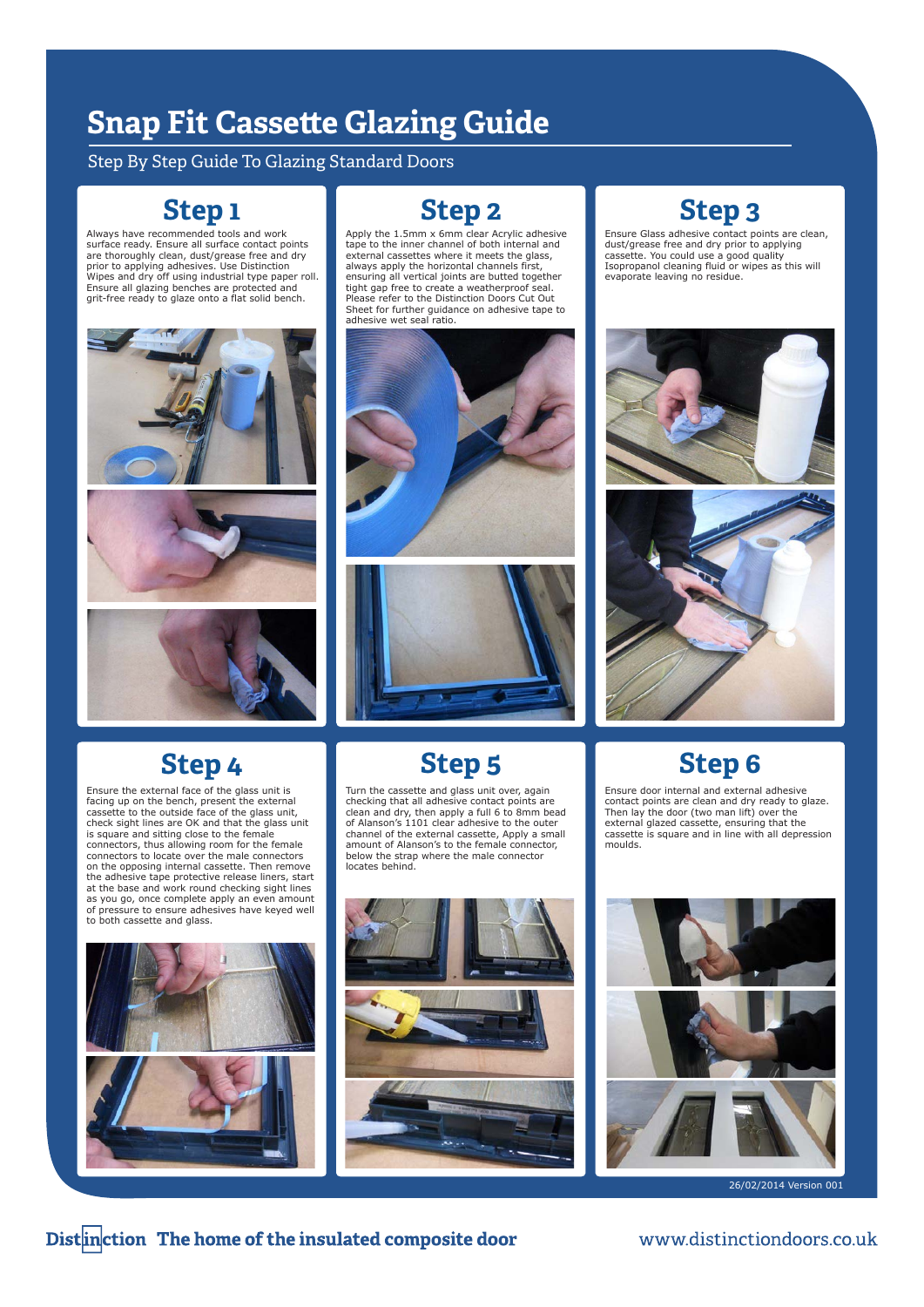# Snap Fit Cassette Glazing Guide

Step By Step Guide To Glazing Standard Doors

## Step 1

Always have recommended tools and work surface ready. Ensure all surface contact points are thoroughly clean, dust/grease free and dry prior to applying adhesives. Use Distinction Wipes and dry off using industrial type paper roll. Ensure all glazing benches are protected and grit-free ready to glaze onto a flat solid bench.

## Step 2

Apply the 1.5mm x 6mm clear Acrylic adhesive tape to the inner channel of both internal and external cassettes where it meets the glass, always apply the horizontal channels first, ensuring all vertical joints are butted together tight gap free to create a weatherproof seal. Please refer to the Distinction Doors Cut Out Sheet for further guidance on adhesive tape to adhesive wet seal ratio.

## Step 3

Ensure Glass adhesive contact points are clean, dust/grease free and dry prior to applying cassette. You could use a good quality Isopropanol cleaning fluid or wipes as this will evaporate leaving no residue.

## Step 4

Ensure the external face of the glass unit is facing up on the bench, present the external cassette to the outside face of the glass unit, check sight lines are OK and that the glass unit is square and sitting close to the female connectors, thus allowing room for the female connectors to locate over the male connectors on the opposing internal cassette. Then remove the adhesive tape protective release liners, start at the base and work round checking sight lines as you go, once complete apply an even amount of pressure to ensure adhesives have keyed well to both cassette and glass.

## Step 5

Turn the cassette and glass unit over, again checking that all adhesive contact points are clean and dry, then apply a full 6 to 8mm bead of Alanson's 1101 clear adhesive to the outer channel of the external cassette, Apply a small amount of Alanson's to the female connector, below the strap where the male connector locates behind.

## Step 6

Ensure door internal and external adhesive contact points are clean and dry ready to glaze. Then lay the door (two man lift) over the external glazed cassette, ensuring that the cassette is square and in line with all depression moulds.

26/02/2014 Version 001

Distinction The home of the insulated composite door www.distinctiondoors.co.uk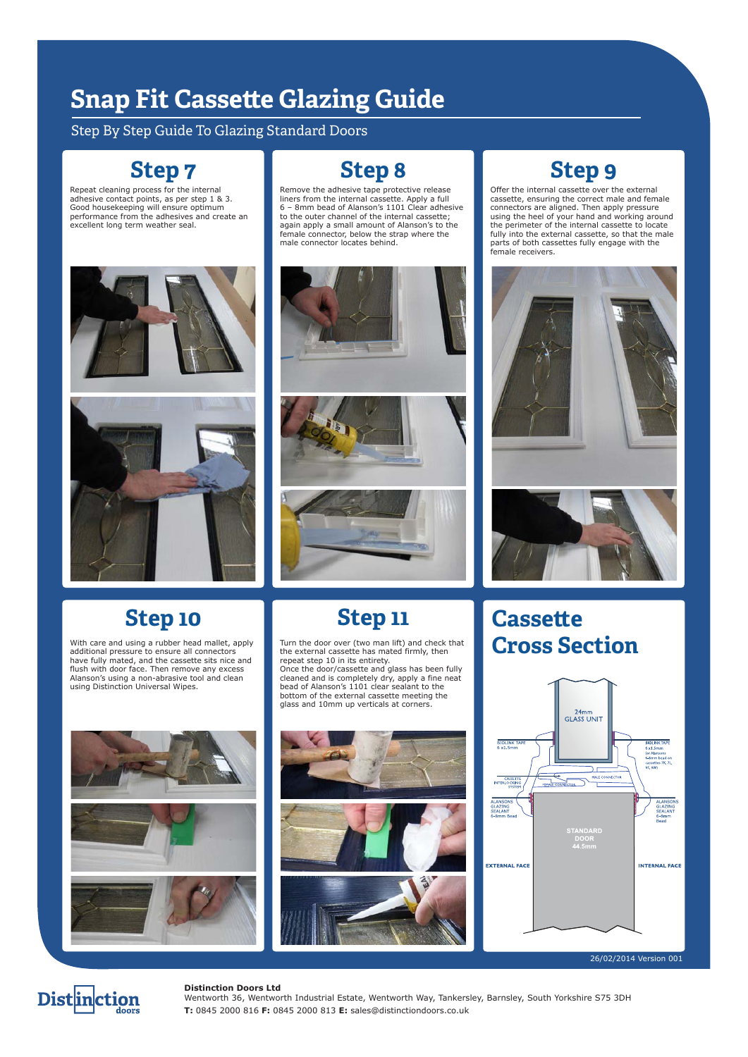# Snap Fit Cassette Glazing Guide

Step By Step Guide To Glazing Standard Doors

## Step 7

Repeat cleaning process for the internal adhesive contact points, as per step 1 & 3. Good housekeeping will ensure optimum performance from the adhesives and create an excellent long term weather seal.

## Step 8

Remove the adhesive tape protective release liners from the internal cassette. Apply a full 6 – 8mm bead of Alanson's 1101 Clear adhesive to the outer channel of the internal cassette; again apply a small amount of Alanson's to the female connector, below the strap where the male connector locates behind.

## Step 9

Offer the internal cassette over the external cassette, ensuring the correct male and female connectors are aligned. Then apply pressure using the heel of your hand and working around the perimeter of the internal cassette to locate fully into the external cassette, so that the male parts of both cassettes fully engage with the female receivers.

## Step 10

With care and using a rubber head mallet, apply additional pressure to ensure all connectors have fully mated, and the cassette sits nice and flush with door face. Then remove any excess Alanson's using a non-abrasive tool and clean using Distinction Universal Wipes.

## Step 11

Turn the door over (two man lift) and check that the external cassette has mated firmly, then repeat step 10 in its entirety.
Once the door/cassette and glass has been fully cleaned and is completely dry, apply a fine neat bead of Alanson's 1101 clear sealant to the bottom of the external cassette meeting the glass and 10mm up verticals at corners.

## Cassette Cross Section

24mm GLASS UNIT

BIOLINK TAPE 6 x1.5mm

BIOLINK TAPE 6 x1.5mm (or Alansons 6-8mm bead on cassettes 7K, 7L, 9X, 9W)

CASSETTE INTERLOCKING SYSTEM

FEMALE CONNECTOR

MALE CONNECTOR

ALANSONS GLAZING SEALANT 6-8mm Bead

ALANSONS GLAZING SEALANT 6-8mm Bead

STANDARD DOOR 44.5mm

EXTERNAL FACE

INTERNAL FACE

26/02/2014 Version 001

Distinction doors

**Distinction Doors Ltd**
Wentworth 36, Wentworth Industrial Estate, Wentworth Way, Tankersley, Barnsley, South Yorkshire S75 3DH
**T:** 0845 2000 816 **F:** 0845 2000 813 **E:** sales@distinctiondoors.co.uk